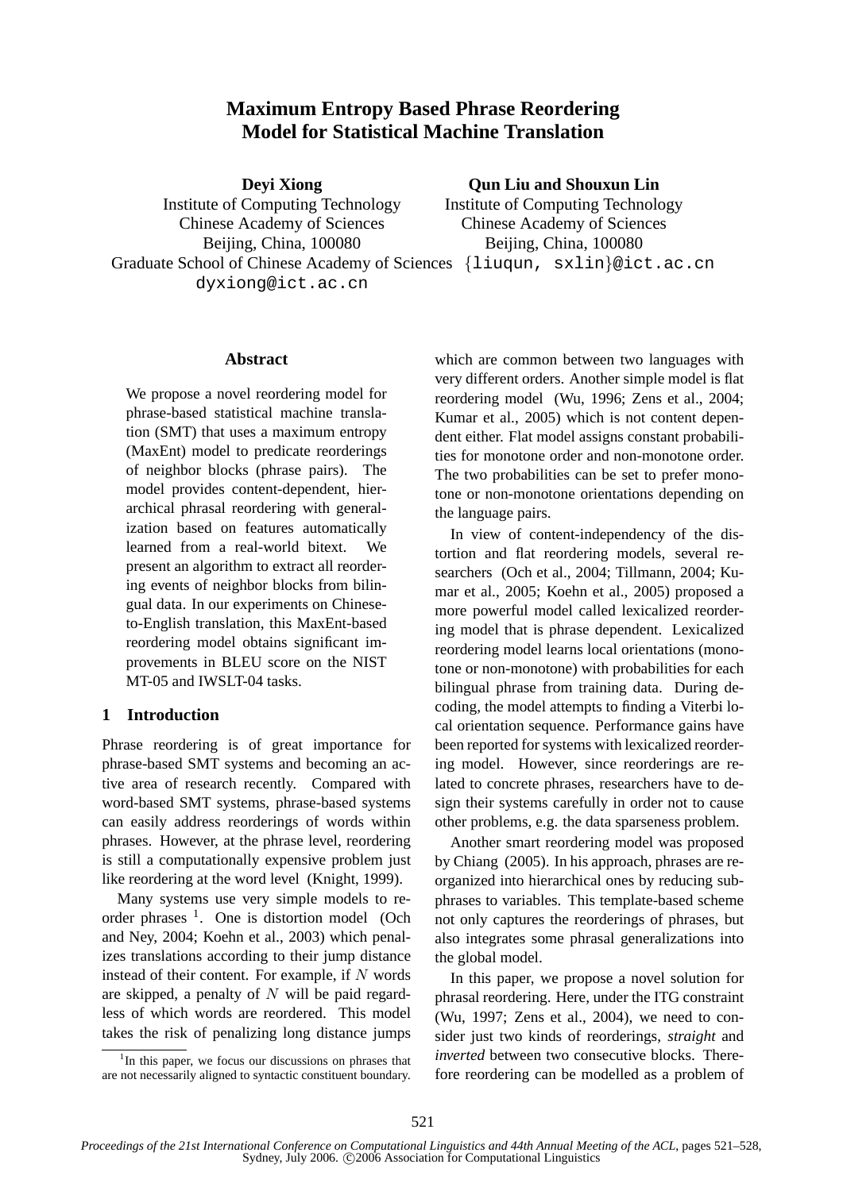# Maximum Entropy Based Phrase Reordering Model for Statistical Machine Translation

**Deyi Xiong**
Institute of Computing Technology
Chinese Academy of Sciences
Beijing, China, 100080
Graduate School of Chinese Academy of Sciences
dyxiong@ict.ac.cn

**Qun Liu and Shouxun Lin**
Institute of Computing Technology
Chinese Academy of Sciences
Beijing, China, 100080
{liuqun, sxlin}@ict.ac.cn

## Abstract

We propose a novel reordering model for phrase-based statistical machine translation (SMT) that uses a maximum entropy (MaxEnt) model to predicate reorderings of neighbor blocks (phrase pairs). The model provides content-dependent, hierarchical phrasal reordering with generalization based on features automatically learned from a real-world bitext. We present an algorithm to extract all reordering events of neighbor blocks from bilingual data. In our experiments on Chinese-to-English translation, this MaxEnt-based reordering model obtains significant improvements in BLEU score on the NIST MT-05 and IWSLT-04 tasks.

## 1 Introduction

Phrase reordering is of great importance for phrase-based SMT systems and becoming an active area of research recently. Compared with word-based SMT systems, phrase-based systems can easily address reorderings of words within phrases. However, at the phrase level, reordering is still a computationally expensive problem just like reordering at the word level (Knight, 1999).

Many systems use very simple models to reorder phrases [1]. One is distortion model (Och and Ney, 2004; Koehn et al., 2003) which penalizes translations according to their jump distance instead of their content. For example, if $N$ words are skipped, a penalty of $N$ will be paid regardless of which words are reordered. This model takes the risk of penalizing long distance jumps which are common between two languages with very different orders. Another simple model is flat reordering model (Wu, 1996; Zens et al., 2004; Kumar et al., 2005) which is not content dependent either. Flat model assigns constant probabilities for monotone order and non-monotone order. The two probabilities can be set to prefer monotone or non-monotone orientations depending on the language pairs.

In view of content-independency of the distortion and flat reordering models, several researchers (Och et al., 2004; Tillmann, 2004; Kumar et al., 2005; Koehn et al., 2005) proposed a more powerful model called lexicalized reordering model that is phrase dependent. Lexicalized reordering model learns local orientations (monotone or non-monotone) with probabilities for each bilingual phrase from training data. During decoding, the model attempts to finding a Viterbi local orientation sequence. Performance gains have been reported for systems with lexicalized reordering model. However, since reorderings are related to concrete phrases, researchers have to design their systems carefully in order not to cause other problems, e.g. the data sparseness problem.

Another smart reordering model was proposed by Chiang (2005). In his approach, phrases are reorganized into hierarchical ones by reducing subphrases to variables. This template-based scheme not only captures the reorderings of phrases, but also integrates some phrasal generalizations into the global model.

In this paper, we propose a novel solution for phrasal reordering. Here, under the ITG constraint (Wu, 1997; Zens et al., 2004), we need to consider just two kinds of reorderings, *straight* and *inverted* between two consecutive blocks. Therefore reordering can be modelled as a problem of

[1] In this paper, we focus our discussions on phrases that are not necessarily aligned to syntactic constituent boundary.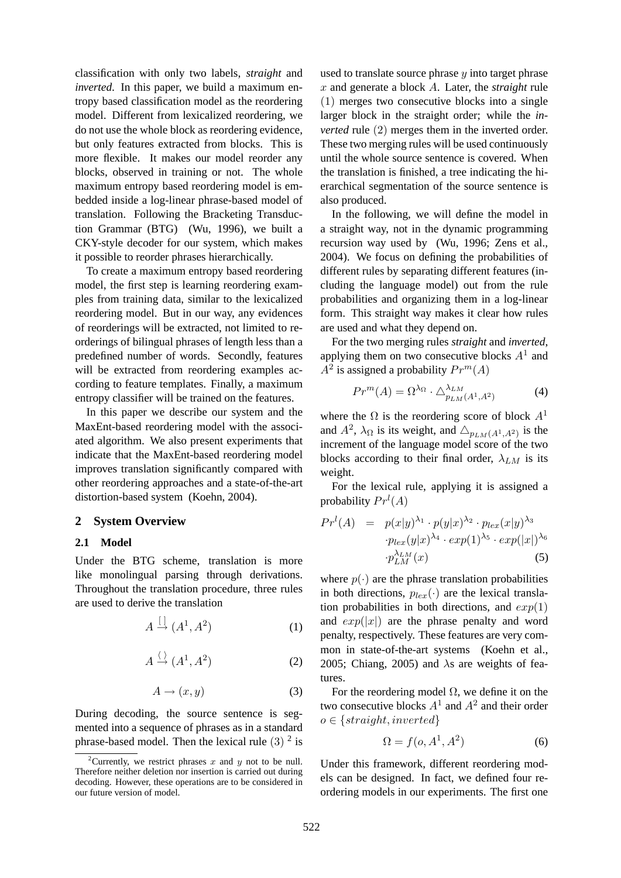classification with only two labels, *straight* and *inverted*. In this paper, we build a maximum entropy based classification model as the reordering model. Different from lexicalized reordering, we do not use the whole block as reordering evidence, but only features extracted from blocks. This is more flexible. It makes our model reorder any blocks, observed in training or not. The whole maximum entropy based reordering model is embedded inside a log-linear phrase-based model of translation. Following the Bracketing Transduction Grammar (BTG) (Wu, 1996), we built a CKY-style decoder for our system, which makes it possible to reorder phrases hierarchically.

To create a maximum entropy based reordering model, the first step is learning reordering examples from training data, similar to the lexicalized reordering model. But in our way, any evidences of reorderings will be extracted, not limited to reorderings of bilingual phrases of length less than a predefined number of words. Secondly, features will be extracted from reordering examples according to feature templates. Finally, a maximum entropy classifier will be trained on the features.

In this paper we describe our system and the MaxEnt-based reordering model with the associated algorithm. We also present experiments that indicate that the MaxEnt-based reordering model improves translation significantly compared with other reordering approaches and a state-of-the-art distortion-based system (Koehn, 2004).

## 2 System Overview

### 2.1 Model

Under the BTG scheme, translation is more like monolingual parsing through derivations. Throughout the translation procedure, three rules are used to derive the translation

$$A \xrightarrow{[\,]} (A^1, A^2) \tag{1}$$

$$A \xrightarrow{\langle\,\rangle} (A^1, A^2) \tag{2}$$

$$A \rightarrow (x, y) \tag{3}$$

During decoding, the source sentence is segmented into a sequence of phrases as in a standard phrase-based model. Then the lexical rule $(3)$ [2] is used to translate source phrase $y$ into target phrase $x$ and generate a block $A$. Later, the *straight* rule $(1)$ merges two consecutive blocks into a single larger block in the straight order; while the *inverted* rule $(2)$ merges them in the inverted order. These two merging rules will be used continuously until the whole source sentence is covered. When the translation is finished, a tree indicating the hierarchical segmentation of the source sentence is also produced.

[2] Currently, we restrict phrases $x$ and $y$ not to be null. Therefore neither deletion nor insertion is carried out during decoding. However, these operations are to be considered in our future version of model.

In the following, we will define the model in a straight way, not in the dynamic programming recursion way used by (Wu, 1996; Zens et al., 2004). We focus on defining the probabilities of different rules by separating different features (including the language model) out from the rule probabilities and organizing them in a log-linear form. This straight way makes it clear how rules are used and what they depend on.

For the two merging rules *straight* and *inverted*, applying them on two consecutive blocks $A^1$ and $A^2$ is assigned a probability $Pr^m(A)$

$$Pr^m(A) = \Omega^{\lambda_\Omega} \cdot \triangle^{\lambda_{LM}}_{p_{LM}(A^1,A^2)} \tag{4}$$

where the $\Omega$ is the reordering score of block $A^1$ and $A^2$, $\lambda_\Omega$ is its weight, and $\triangle_{p_{LM}(A^1,A^2)}$ is the increment of the language model score of the two blocks according to their final order, $\lambda_{LM}$ is its weight.

For the lexical rule, applying it is assigned a probability $Pr^l(A)$

$$\begin{aligned} Pr^l(A) \;=\; & p(x|y)^{\lambda_1} \cdot p(y|x)^{\lambda_2} \cdot p_{lex}(x|y)^{\lambda_3} \\ & \cdot p_{lex}(y|x)^{\lambda_4} \cdot exp(1)^{\lambda_5} \cdot exp(|x|)^{\lambda_6} \\ & \cdot p_{LM}^{\lambda_{LM}}(x) \end{aligned} \tag{5}$$

where $p(\cdot)$ are the phrase translation probabilities in both directions, $p_{lex}(\cdot)$ are the lexical translation probabilities in both directions, and $exp(1)$ and $exp(|x|)$ are the phrase penalty and word penalty, respectively. These features are very common in state-of-the-art systems (Koehn et al., 2005; Chiang, 2005) and $\lambda$s are weights of features.

For the reordering model $\Omega$, we define it on the two consecutive blocks $A^1$ and $A^2$ and their order $o \in \{straight, inverted\}$

$$\Omega = f(o, A^1, A^2) \tag{6}$$

Under this framework, different reordering models can be designed. In fact, we defined four reordering models in our experiments. The first one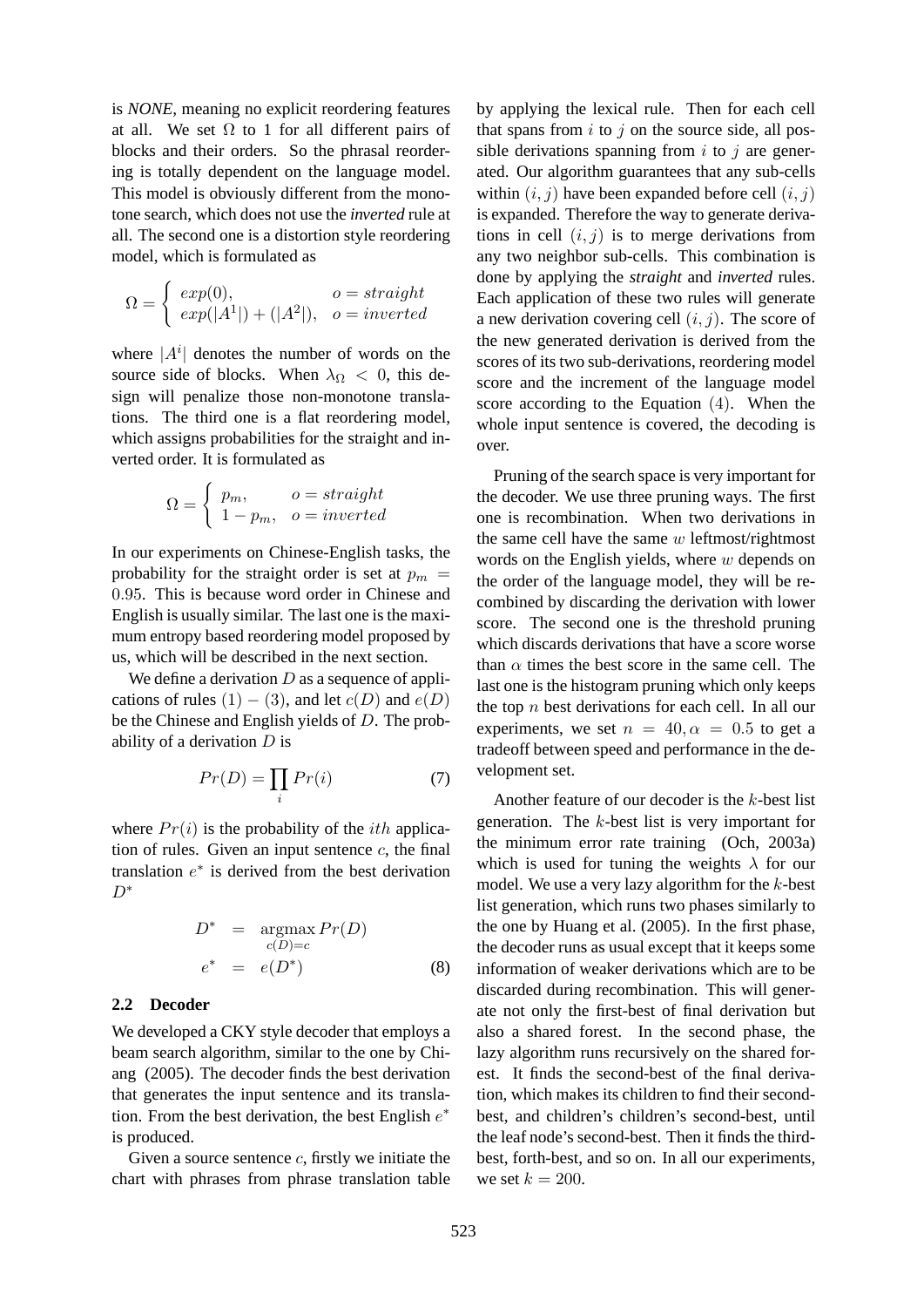is *NONE*, meaning no explicit reordering features at all. We set $\Omega$ to 1 for all different pairs of blocks and their orders. So the phrasal reordering is totally dependent on the language model. This model is obviously different from the monotone search, which does not use the *inverted* rule at all. The second one is a distortion style reordering model, which is formulated as

$$\Omega = \begin{cases} exp(0), & o = straight \\ exp(|A^1|) + (|A^2|), & o = inverted \end{cases}$$

where $|A^i|$ denotes the number of words on the source side of blocks. When $\lambda_\Omega < 0$, this design will penalize those non-monotone translations. The third one is a flat reordering model, which assigns probabilities for the straight and inverted order. It is formulated as

$$\Omega = \begin{cases} p_m, & o = straight \\ 1 - p_m, & o = inverted \end{cases}$$

In our experiments on Chinese-English tasks, the probability for the straight order is set at $p_m = 0.95$. This is because word order in Chinese and English is usually similar. The last one is the maximum entropy based reordering model proposed by us, which will be described in the next section.

We define a derivation $D$ as a sequence of applications of rules $(1) - (3)$, and let $c(D)$ and $e(D)$ be the Chinese and English yields of $D$. The probability of a derivation $D$ is

$$Pr(D) = \prod_i Pr(i) \quad (7)$$

where $Pr(i)$ is the probability of the $ith$ application of rules. Given an input sentence $c$, the final translation $e^*$ is derived from the best derivation $D^*$

$$\begin{aligned} D^* &= \operatorname*{argmax}_{c(D)=c} Pr(D) \\ e^* &= e(D^*) \end{aligned} \quad (8)$$

### 2.2 Decoder

We developed a CKY style decoder that employs a beam search algorithm, similar to the one by Chiang (2005). The decoder finds the best derivation that generates the input sentence and its translation. From the best derivation, the best English $e^*$ is produced.

Given a source sentence $c$, firstly we initiate the chart with phrases from phrase translation table by applying the lexical rule. Then for each cell that spans from $i$ to $j$ on the source side, all possible derivations spanning from $i$ to $j$ are generated. Our algorithm guarantees that any sub-cells within $(i, j)$ have been expanded before cell $(i, j)$ is expanded. Therefore the way to generate derivations in cell $(i, j)$ is to merge derivations from any two neighbor sub-cells. This combination is done by applying the ***straight*** and ***inverted*** rules. Each application of these two rules will generate a new derivation covering cell $(i, j)$. The score of the new generated derivation is derived from the scores of its two sub-derivations, reordering model score and the increment of the language model score according to the Equation $(4)$. When the whole input sentence is covered, the decoding is over.

Pruning of the search space is very important for the decoder. We use three pruning ways. The first one is recombination. When two derivations in the same cell have the same $w$ leftmost/rightmost words on the English yields, where $w$ depends on the order of the language model, they will be recombined by discarding the derivation with lower score. The second one is the threshold pruning which discards derivations that have a score worse than $\alpha$ times the best score in the same cell. The last one is the histogram pruning which only keeps the top $n$ best derivations for each cell. In all our experiments, we set $n = 40, \alpha = 0.5$ to get a tradeoff between speed and performance in the development set.

Another feature of our decoder is the $k$-best list generation. The $k$-best list is very important for the minimum error rate training (Och, 2003a) which is used for tuning the weights $\lambda$ for our model. We use a very lazy algorithm for the $k$-best list generation, which runs two phases similarly to the one by Huang et al. (2005). In the first phase, the decoder runs as usual except that it keeps some information of weaker derivations which are to be discarded during recombination. This will generate not only the first-best of final derivation but also a shared forest. In the second phase, the lazy algorithm runs recursively on the shared forest. It finds the second-best of the final derivation, which makes its children to find their second-best, and children's children's second-best, until the leaf node's second-best. Then it finds the third-best, forth-best, and so on. In all our experiments, we set $k = 200$.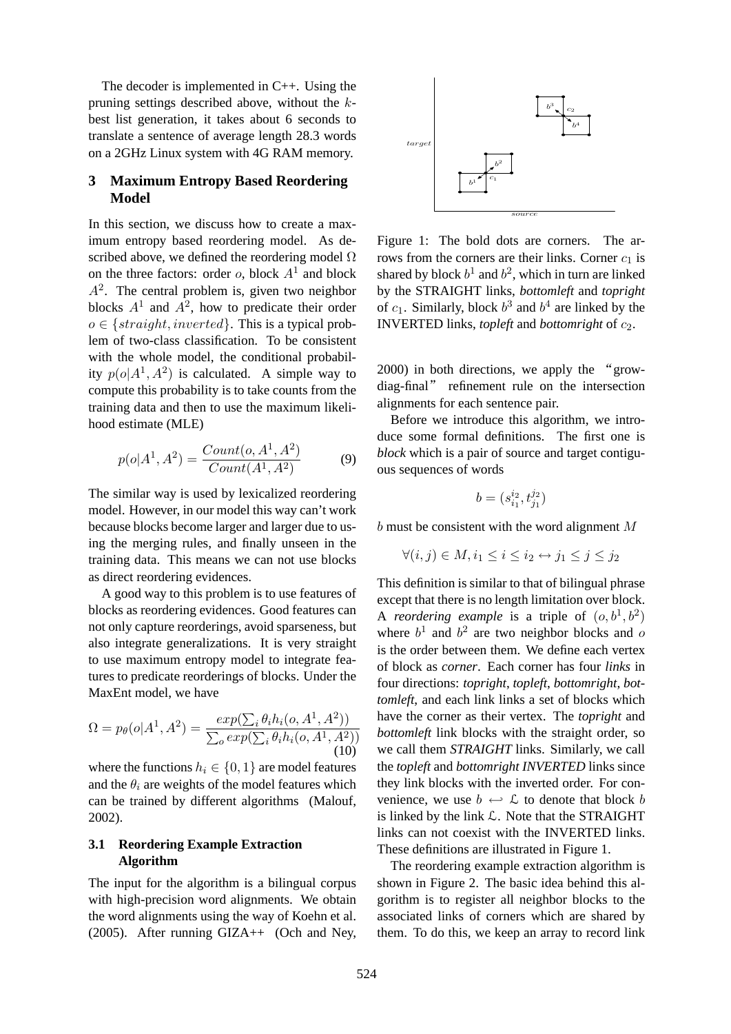The decoder is implemented in C++. Using the pruning settings described above, without the $k$-best list generation, it takes about 6 seconds to translate a sentence of average length 28.3 words on a 2GHz Linux system with 4G RAM memory.

## 3 Maximum Entropy Based Reordering Model

In this section, we discuss how to create a maximum entropy based reordering model. As described above, we defined the reordering model $\Omega$ on the three factors: order $o$, block $A^1$ and block $A^2$. The central problem is, given two neighbor blocks $A^1$ and $A^2$, how to predicate their order $o \in \{straight, inverted\}$. This is a typical problem of two-class classification. To be consistent with the whole model, the conditional probability $p(o|A^1, A^2)$ is calculated. A simple way to compute this probability is to take counts from the training data and then to use the maximum likelihood estimate (MLE)

$$p(o|A^1, A^2) = \frac{Count(o, A^1, A^2)}{Count(A^1, A^2)} \quad (9)$$

The similar way is used by lexicalized reordering model. However, in our model this way can't work because blocks become larger and larger due to using the merging rules, and finally unseen in the training data. This means we can not use blocks as direct reordering evidences.

A good way to this problem is to use features of blocks as reordering evidences. Good features can not only capture reorderings, avoid sparseness, but also integrate generalizations. It is very straight to use maximum entropy model to integrate features to predicate reorderings of blocks. Under the MaxEnt model, we have

$$\Omega = p_\theta(o|A^1, A^2) = \frac{exp(\sum_i \theta_i h_i(o, A^1, A^2))}{\sum_o exp(\sum_i \theta_i h_i(o, A^1, A^2))} \quad (10)$$

where the functions $h_i \in \{0, 1\}$ are model features and the $\theta_i$ are weights of the model features which can be trained by different algorithms (Malouf, 2002).

### 3.1 Reordering Example Extraction Algorithm

The input for the algorithm is a bilingual corpus with high-precision word alignments. We obtain the word alignments using the way of Koehn et al. (2005). After running GIZA++ (Och and Ney, 2000) in both directions, we apply the "grow-diag-final" refinement rule on the intersection alignments for each sentence pair.

Figure 1: The bold dots are corners. The arrows from the corners are their links. Corner $c_1$ is shared by block $b^1$ and $b^2$, which in turn are linked by the STRAIGHT links, *bottomleft* and *topright* of $c_1$. Similarly, block $b^3$ and $b^4$ are linked by the INVERTED links, *topleft* and *bottomright* of $c_2$.

Before we introduce this algorithm, we introduce some formal definitions. The first one is *block* which is a pair of source and target contiguous sequences of words

$$b = (s_{i_1}^{i_2}, t_{j_1}^{j_2})$$

$b$ must be consistent with the word alignment $M$

$$\forall (i, j) \in M, i_1 \le i \le i_2 \leftrightarrow j_1 \le j \le j_2$$

This definition is similar to that of bilingual phrase except that there is no length limitation over block. A *reordering example* is a triple of $(o, b^1, b^2)$ where $b^1$ and $b^2$ are two neighbor blocks and $o$ is the order between them. We define each vertex of block as *corner*. Each corner has four *links* in four directions: *topright*, *topleft*, *bottomright*, *bottomleft*, and each link links a set of blocks which have the corner as their vertex. The *topright* and *bottomleft* link blocks with the straight order, so we call them *STRAIGHT* links. Similarly, we call the *topleft* and *bottomright INVERTED* links since they link blocks with the inverted order. For convenience, we use $b \hookleftarrow \mathcal{L}$ to denote that block $b$ is linked by the link $\mathcal{L}$. Note that the STRAIGHT links can not coexist with the INVERTED links. These definitions are illustrated in Figure 1.

The reordering example extraction algorithm is shown in Figure 2. The basic idea behind this algorithm is to register all neighbor blocks to the associated links of corners which are shared by them. To do this, we keep an array to record link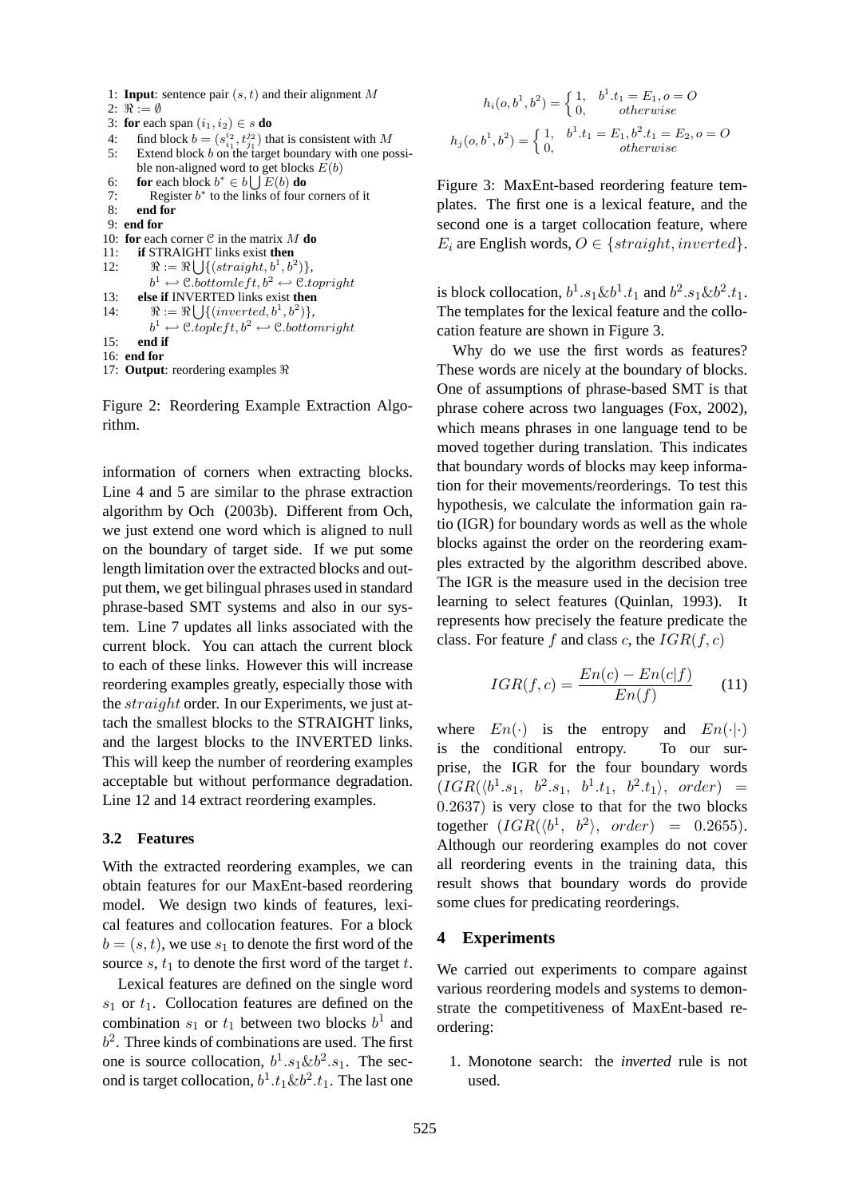1: **Input**: sentence pair $(s, t)$ and their alignment $M$
2: $\Re := \emptyset$
3: **for** each span $(i_1, i_2) \in s$ **do**
4: find block $b = (s_{i_1}^{i_2}, t_{j_1}^{j_2})$ that is consistent with $M$
5: Extend block $b$ on the target boundary with one possible non-aligned word to get blocks $E(b)$
6: **for** each block $b^* \in b \bigcup E(b)$ **do**
7: Register $b^*$ to the links of four corners of it
8: **end for**
9: **end for**
10: **for** each corner $\mathfrak{C}$ in the matrix $M$ **do**
11: **if** STRAIGHT links exist **then**
12: $\Re := \Re \bigcup \{(straight, b^1, b^2)\}$, $b^1 \leftrightarrow \mathfrak{C}.bottomleft, b^2 \leftrightarrow \mathfrak{C}.topright$
13: **else if** INVERTED links exist **then**
14: $\Re := \Re \bigcup \{(inverted, b^1, b^2)\}$, $b^1 \leftrightarrow \mathfrak{C}.topleft, b^2 \leftrightarrow \mathfrak{C}.bottomright$
15: **end if**
16: **end for**
17: **Output**: reordering examples $\Re$

Figure 2: Reordering Example Extraction Algorithm.

information of corners when extracting blocks. Line 4 and 5 are similar to the phrase extraction algorithm by Och (2003b). Different from Och, we just extend one word which is aligned to null on the boundary of target side. If we put some length limitation over the extracted blocks and output them, we get bilingual phrases used in standard phrase-based SMT systems and also in our system. Line 7 updates all links associated with the current block. You can attach the current block to each of these links. However this will increase reordering examples greatly, especially those with the $straight$ order. In our Experiments, we just attach the smallest blocks to the STRAIGHT links, and the largest blocks to the INVERTED links. This will keep the number of reordering examples acceptable but without performance degradation. Line 12 and 14 extract reordering examples.

### 3.2 Features

With the extracted reordering examples, we can obtain features for our MaxEnt-based reordering model. We design two kinds of features, lexical features and collocation features. For a block $b = (s, t)$, we use $s_1$ to denote the first word of the source $s$, $t_1$ to denote the first word of the target $t$.

Lexical features are defined on the single word $s_1$ or $t_1$. Collocation features are defined on the combination $s_1$ or $t_1$ between two blocks $b^1$ and $b^2$. Three kinds of combinations are used. The first one is source collocation, $b^1.s_1 \& b^2.s_1$. The second is target collocation, $b^1.t_1 \& b^2.t_1$. The last one

$$h_i(o, b^1, b^2) = \begin{cases} 1, & b^1.t_1 = E_1, o = O \\ 0, & otherwise \end{cases}$$

$$h_j(o, b^1, b^2) = \begin{cases} 1, & b^1.t_1 = E_1, b^2.t_1 = E_2, o = O \\ 0, & otherwise \end{cases}$$

Figure 3: MaxEnt-based reordering feature templates. The first one is a lexical feature, and the second one is a target collocation feature, where $E_i$ are English words, $O \in \{straight, inverted\}$.

is block collocation, $b^1.s_1 \& b^1.t_1$ and $b^2.s_1 \& b^2.t_1$. The templates for the lexical feature and the collocation feature are shown in Figure 3.

Why do we use the first words as features? These words are nicely at the boundary of blocks. One of assumptions of phrase-based SMT is that phrase cohere across two languages (Fox, 2002), which means phrases in one language tend to be moved together during translation. This indicates that boundary words of blocks may keep information for their movements/reorderings. To test this hypothesis, we calculate the information gain ratio (IGR) for boundary words as well as the whole blocks against the order on the reordering examples extracted by the algorithm described above. The IGR is the measure used in the decision tree learning to select features (Quinlan, 1993). It represents how precisely the feature predicate the class. For feature $f$ and class $c$, the $IGR(f, c)$

$$IGR(f, c) = \frac{En(c) - En(c|f)}{En(f)} \qquad (11)$$

where $En(\cdot)$ is the entropy and $En(\cdot|\cdot)$ is the conditional entropy. To our surprise, the IGR for the four boundary words $(IGR(\langle b^1.s_1,\ b^2.s_1,\ b^1.t_1,\ b^2.t_1\rangle,\ order) = 0.2637)$ is very close to that for the two blocks together $(IGR(\langle b^1,\ b^2\rangle,\ order) = 0.2655)$. Although our reordering examples do not cover all reordering events in the training data, this result shows that boundary words do provide some clues for predicating reorderings.

## 4 Experiments

We carried out experiments to compare against various reordering models and systems to demonstrate the competitiveness of MaxEnt-based reordering:

1. Monotone search: the *inverted* rule is not used.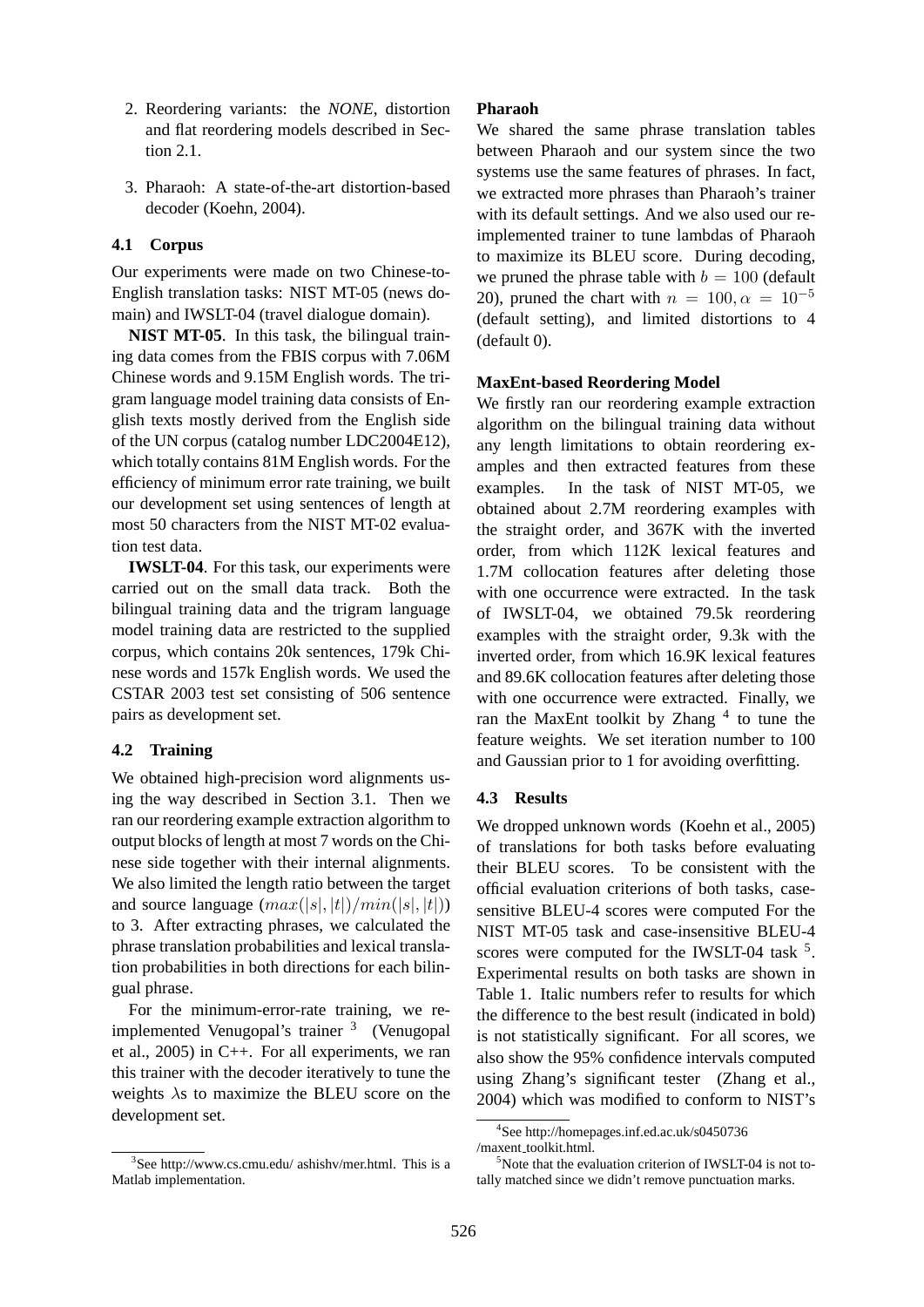2. Reordering variants: the *NONE*, distortion and flat reordering models described in Section 2.1.

3. Pharaoh: A state-of-the-art distortion-based decoder (Koehn, 2004).

### 4.1 Corpus

Our experiments were made on two Chinese-to-English translation tasks: NIST MT-05 (news domain) and IWSLT-04 (travel dialogue domain).

**NIST MT-05**. In this task, the bilingual training data comes from the FBIS corpus with 7.06M Chinese words and 9.15M English words. The trigram language model training data consists of English texts mostly derived from the English side of the UN corpus (catalog number LDC2004E12), which totally contains 81M English words. For the efficiency of minimum error rate training, we built our development set using sentences of length at most 50 characters from the NIST MT-02 evaluation test data.

**IWSLT-04**. For this task, our experiments were carried out on the small data track. Both the bilingual training data and the trigram language model training data are restricted to the supplied corpus, which contains 20k sentences, 179k Chinese words and 157k English words. We used the CSTAR 2003 test set consisting of 506 sentence pairs as development set.

### 4.2 Training

We obtained high-precision word alignments using the way described in Section 3.1. Then we ran our reordering example extraction algorithm to output blocks of length at most 7 words on the Chinese side together with their internal alignments. We also limited the length ratio between the target and source language ($max(|s|, |t|)/min(|s|, |t|)$) to 3. After extracting phrases, we calculated the phrase translation probabilities and lexical translation probabilities in both directions for each bilingual phrase.

For the minimum-error-rate training, we re-implemented Venugopal's trainer [3] (Venugopal et al., 2005) in C++. For all experiments, we ran this trainer with the decoder iteratively to tune the weights $\lambda$s to maximize the BLEU score on the development set.

[3]See http://www.cs.cmu.edu/ ashishv/mer.html. This is a Matlab implementation.

**Pharaoh**

We shared the same phrase translation tables between Pharaoh and our system since the two systems use the same features of phrases. In fact, we extracted more phrases than Pharaoh's trainer with its default settings. And we also used our re-implemented trainer to tune lambdas of Pharaoh to maximize its BLEU score. During decoding, we pruned the phrase table with $b = 100$ (default 20), pruned the chart with $n = 100, \alpha = 10^{-5}$ (default setting), and limited distortions to 4 (default 0).

**MaxEnt-based Reordering Model**

We firstly ran our reordering example extraction algorithm on the bilingual training data without any length limitations to obtain reordering examples and then extracted features from these examples. In the task of NIST MT-05, we obtained about 2.7M reordering examples with the straight order, and 367K with the inverted order, from which 112K lexical features and 1.7M collocation features after deleting those with one occurrence were extracted. In the task of IWSLT-04, we obtained 79.5k reordering examples with the straight order, 9.3k with the inverted order, from which 16.9K lexical features and 89.6K collocation features after deleting those with one occurrence were extracted. Finally, we ran the MaxEnt toolkit by Zhang [4] to tune the feature weights. We set iteration number to 100 and Gaussian prior to 1 for avoiding overfitting.

### 4.3 Results

We dropped unknown words (Koehn et al., 2005) of translations for both tasks before evaluating their BLEU scores. To be consistent with the official evaluation criterions of both tasks, case-sensitive BLEU-4 scores were computed For the NIST MT-05 task and case-insensitive BLEU-4 scores were computed for the IWSLT-04 task [5]. Experimental results on both tasks are shown in Table 1. Italic numbers refer to results for which the difference to the best result (indicated in bold) is not statistically significant. For all scores, we also show the 95% confidence intervals computed using Zhang's significant tester (Zhang et al., 2004) which was modified to conform to NIST's

[4]See http://homepages.inf.ed.ac.uk/s0450736 /maxent_toolkit.html.

[5]Note that the evaluation criterion of IWSLT-04 is not totally matched since we didn't remove punctuation marks.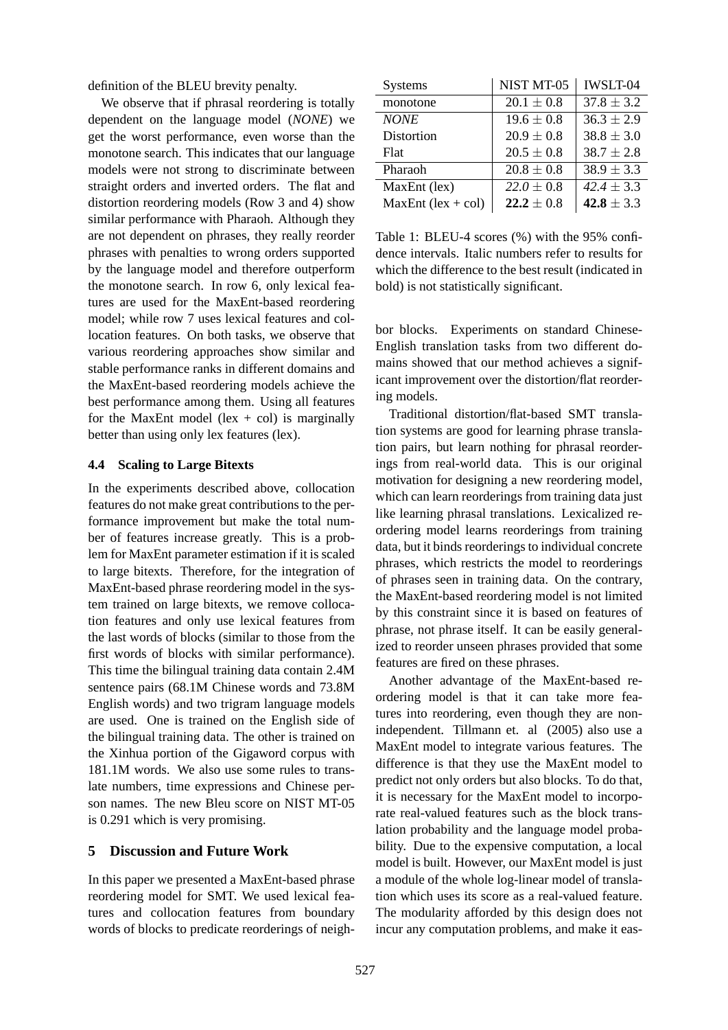definition of the BLEU brevity penalty.

We observe that if phrasal reordering is totally dependent on the language model (*NONE*) we get the worst performance, even worse than the monotone search. This indicates that our language models were not strong to discriminate between straight orders and inverted orders. The flat and distortion reordering models (Row 3 and 4) show similar performance with Pharaoh. Although they are not dependent on phrases, they really reorder phrases with penalties to wrong orders supported by the language model and therefore outperform the monotone search. In row 6, only lexical features are used for the MaxEnt-based reordering model; while row 7 uses lexical features and collocation features. On both tasks, we observe that various reordering approaches show similar and stable performance ranks in different domains and the MaxEnt-based reordering models achieve the best performance among them. Using all features for the MaxEnt model (lex + col) is marginally better than using only lex features (lex).

### 4.4 Scaling to Large Bitexts

In the experiments described above, collocation features do not make great contributions to the performance improvement but make the total number of features increase greatly. This is a problem for MaxEnt parameter estimation if it is scaled to large bitexts. Therefore, for the integration of MaxEnt-based phrase reordering model in the system trained on large bitexts, we remove collocation features and only use lexical features from the last words of blocks (similar to those from the first words of blocks with similar performance). This time the bilingual training data contain 2.4M sentence pairs (68.1M Chinese words and 73.8M English words) and two trigram language models are used. One is trained on the English side of the bilingual training data. The other is trained on the Xinhua portion of the Gigaword corpus with 181.1M words. We also use some rules to translate numbers, time expressions and Chinese person names. The new Bleu score on NIST MT-05 is 0.291 which is very promising.

## 5 Discussion and Future Work

In this paper we presented a MaxEnt-based phrase reordering model for SMT. We used lexical features and collocation features from boundary words of blocks to predicate reorderings of neighbor blocks. Experiments on standard Chinese-English translation tasks from two different domains showed that our method achieves a significant improvement over the distortion/flat reordering models.

| Systems | NIST MT-05 | IWSLT-04 |
|---|---|---|
| monotone | $20.1 \pm 0.8$ | $37.8 \pm 3.2$ |
| *NONE* | $19.6 \pm 0.8$ | $36.3 \pm 2.9$ |
| Distortion | $20.9 \pm 0.8$ | $38.8 \pm 3.0$ |
| Flat | $20.5 \pm 0.8$ | $38.7 \pm 2.8$ |
| Pharaoh | $20.8 \pm 0.8$ | $38.9 \pm 3.3$ |
| MaxEnt (lex) | *22.0* $\pm 0.8$ | *42.4* $\pm 3.3$ |
| MaxEnt (lex + col) | **22.2** $\pm 0.8$ | **42.8** $\pm 3.3$ |

Table 1: BLEU-4 scores (%) with the 95% confidence intervals. Italic numbers refer to results for which the difference to the best result (indicated in bold) is not statistically significant.

Traditional distortion/flat-based SMT translation systems are good for learning phrase translation pairs, but learn nothing for phrasal reorderings from real-world data. This is our original motivation for designing a new reordering model, which can learn reorderings from training data just like learning phrasal translations. Lexicalized reordering model learns reorderings from training data, but it binds reorderings to individual concrete phrases, which restricts the model to reorderings of phrases seen in training data. On the contrary, the MaxEnt-based reordering model is not limited by this constraint since it is based on features of phrase, not phrase itself. It can be easily generalized to reorder unseen phrases provided that some features are fired on these phrases.

Another advantage of the MaxEnt-based reordering model is that it can take more features into reordering, even though they are non-independent. Tillmann et. al (2005) also use a MaxEnt model to integrate various features. The difference is that they use the MaxEnt model to predict not only orders but also blocks. To do that, it is necessary for the MaxEnt model to incorporate real-valued features such as the block translation probability and the language model probability. Due to the expensive computation, a local model is built. However, our MaxEnt model is just a module of the whole log-linear model of translation which uses its score as a real-valued feature. The modularity afforded by this design does not incur any computation problems, and make it eas-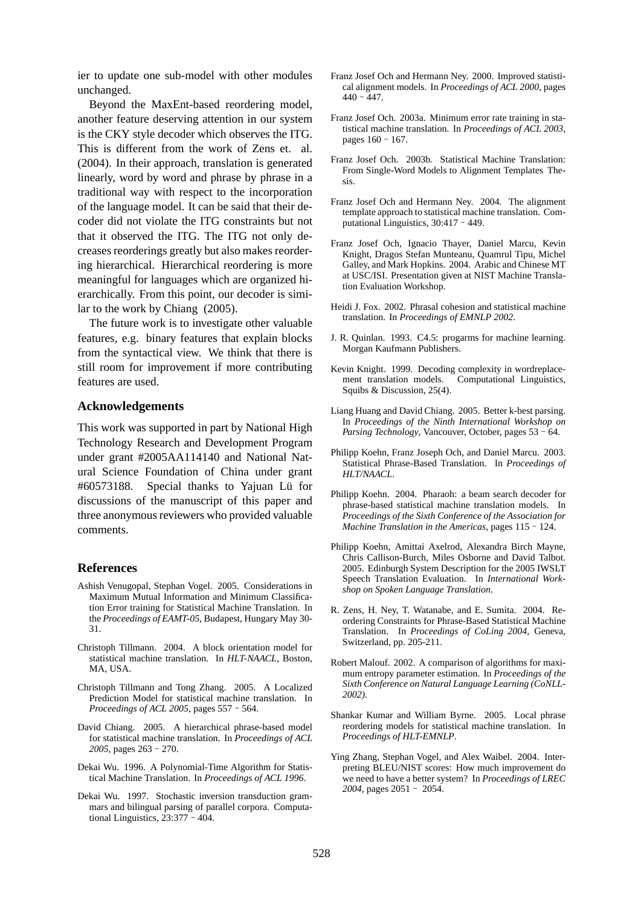ier to update one sub-model with other modules unchanged.

Beyond the MaxEnt-based reordering model, another feature deserving attention in our system is the CKY style decoder which observes the ITG. This is different from the work of Zens et. al. (2004). In their approach, translation is generated linearly, word by word and phrase by phrase in a traditional way with respect to the incorporation of the language model. It can be said that their decoder did not violate the ITG constraints but not that it observed the ITG. The ITG not only decreases reorderings greatly but also makes reordering hierarchical. Hierarchical reordering is more meaningful for languages which are organized hierarchically. From this point, our decoder is similar to the work by Chiang (2005).

The future work is to investigate other valuable features, e.g. binary features that explain blocks from the syntactical view. We think that there is still room for improvement if more contributing features are used.

## Acknowledgements

This work was supported in part by National High Technology Research and Development Program under grant #2005AA114140 and National Natural Science Foundation of China under grant #60573188. Special thanks to Yajuan Lü for discussions of the manuscript of this paper and three anonymous reviewers who provided valuable comments.

## References

Ashish Venugopal, Stephan Vogel. 2005. Considerations in Maximum Mutual Information and Minimum Classification Error training for Statistical Machine Translation. In the *Proceedings of EAMT-05*, Budapest, Hungary May 30-31.

Christoph Tillmann. 2004. A block orientation model for statistical machine translation. In *HLT-NAACL*, Boston, MA, USA.

Christoph Tillmann and Tong Zhang. 2005. A Localized Prediction Model for statistical machine translation. In *Proceedings of ACL 2005*, pages 557–564.

David Chiang. 2005. A hierarchical phrase-based model for statistical machine translation. In *Proceedings of ACL 2005*, pages 263–270.

Dekai Wu. 1996. A Polynomial-Time Algorithm for Statistical Machine Translation. In *Proceedings of ACL 1996*.

Dekai Wu. 1997. Stochastic inversion transduction grammars and bilingual parsing of parallel corpora. Computational Linguistics, 23:377–404.

Franz Josef Och and Hermann Ney. 2000. Improved statistical alignment models. In *Proceedings of ACL 2000*, pages 440–447.

Franz Josef Och. 2003a. Minimum error rate training in statistical machine translation. In *Proceedings of ACL 2003*, pages 160–167.

Franz Josef Och. 2003b. Statistical Machine Translation: From Single-Word Models to Alignment Templates Thesis.

Franz Josef Och and Hermann Ney. 2004. The alignment template approach to statistical machine translation. Computational Linguistics, 30:417–449.

Franz Josef Och, Ignacio Thayer, Daniel Marcu, Kevin Knight, Dragos Stefan Munteanu, Quamrul Tipu, Michel Galley, and Mark Hopkins. 2004. Arabic and Chinese MT at USC/ISI. Presentation given at NIST Machine Translation Evaluation Workshop.

Heidi J. Fox. 2002. Phrasal cohesion and statistical machine translation. In *Proceedings of EMNLP 2002*.

J. R. Quinlan. 1993. C4.5: progarms for machine learning. Morgan Kaufmann Publishers.

Kevin Knight. 1999. Decoding complexity in wordreplacement translation models. Computational Linguistics, Squibs & Discussion, 25(4).

Liang Huang and David Chiang. 2005. Better k-best parsing. In *Proceedings of the Ninth International Workshop on Parsing Technology*, Vancouver, October, pages 53–64.

Philipp Koehn, Franz Joseph Och, and Daniel Marcu. 2003. Statistical Phrase-Based Translation. In *Proceedings of HLT/NAACL*.

Philipp Koehn. 2004. Pharaoh: a beam search decoder for phrase-based statistical machine translation models. In *Proceedings of the Sixth Conference of the Association for Machine Translation in the Americas*, pages 115–124.

Philipp Koehn, Amittai Axelrod, Alexandra Birch Mayne, Chris Callison-Burch, Miles Osborne and David Talbot. 2005. Edinburgh System Description for the 2005 IWSLT Speech Translation Evaluation. In *International Workshop on Spoken Language Translation*.

R. Zens, H. Ney, T. Watanabe, and E. Sumita. 2004. Reordering Constraints for Phrase-Based Statistical Machine Translation. In *Proceedings of CoLing 2004*, Geneva, Switzerland, pp. 205-211.

Robert Malouf. 2002. A comparison of algorithms for maximum entropy parameter estimation. In *Proceedings of the Sixth Conference on Natural Language Learning (CoNLL-2002)*.

Shankar Kumar and William Byrne. 2005. Local phrase reordering models for statistical machine translation. In *Proceedings of HLT-EMNLP*.

Ying Zhang, Stephan Vogel, and Alex Waibel. 2004. Interpreting BLEU/NIST scores: How much improvement do we need to have a better system? In *Proceedings of LREC 2004*, pages 2051–2054.